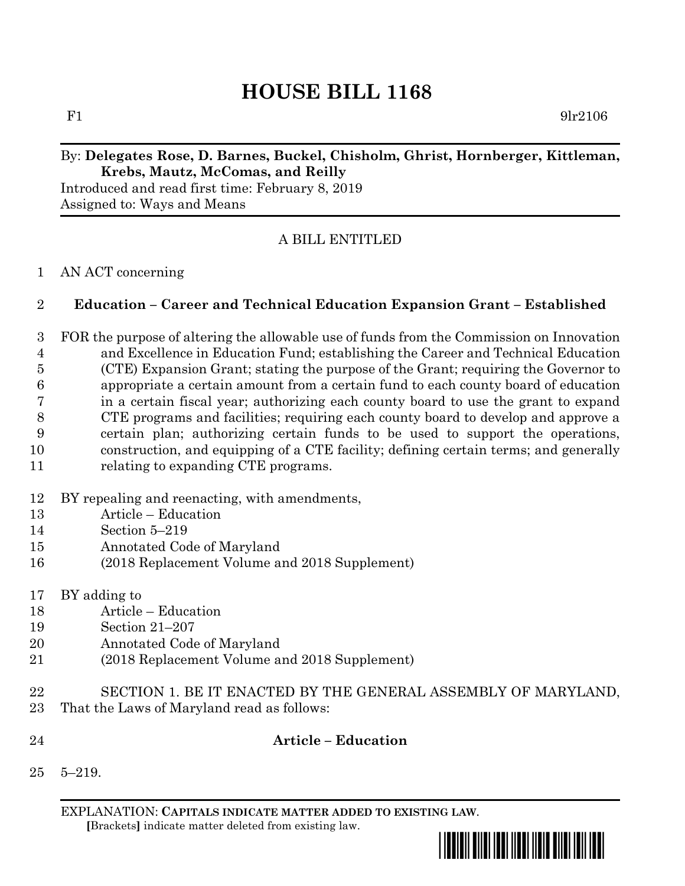# HOUSE BILL 1168

F1 9lr2106

By: **Delegates Rose, D. Barnes, Buckel, Chisholm, Ghrist, Hornberger, Kittleman, Krebs, Mautz, McComas, and Reilly**

Introduced and read first time: February 8, 2019

Assigned to: Ways and Means

A BILL ENTITLED

1 AN ACT concerning

2 **Education – Career and Technical Education Expansion Grant – Established**

3 FOR the purpose of altering the allowable use of funds from the Commission on Innovation
4 and Excellence in Education Fund; establishing the Career and Technical Education
5 (CTE) Expansion Grant; stating the purpose of the Grant; requiring the Governor to
6 appropriate a certain amount from a certain fund to each county board of education
7 in a certain fiscal year; authorizing each county board to use the grant to expand
8 CTE programs and facilities; requiring each county board to develop and approve a
9 certain plan; authorizing certain funds to be used to support the operations,
10 construction, and equipping of a CTE facility; defining certain terms; and generally
11 relating to expanding CTE programs.

12 BY repealing and reenacting, with amendments,
13 Article – Education
14 Section 5–219
15 Annotated Code of Maryland
16 (2018 Replacement Volume and 2018 Supplement)

17 BY adding to
18 Article – Education
19 Section 21–207
20 Annotated Code of Maryland
21 (2018 Replacement Volume and 2018 Supplement)

22 SECTION 1. BE IT ENACTED BY THE GENERAL ASSEMBLY OF MARYLAND,
23 That the Laws of Maryland read as follows:

24 **Article – Education**

25 5–219.

EXPLANATION: **CAPITALS INDICATE MATTER ADDED TO EXISTING LAW**.
**[**Brackets**]** indicate matter deleted from existing law.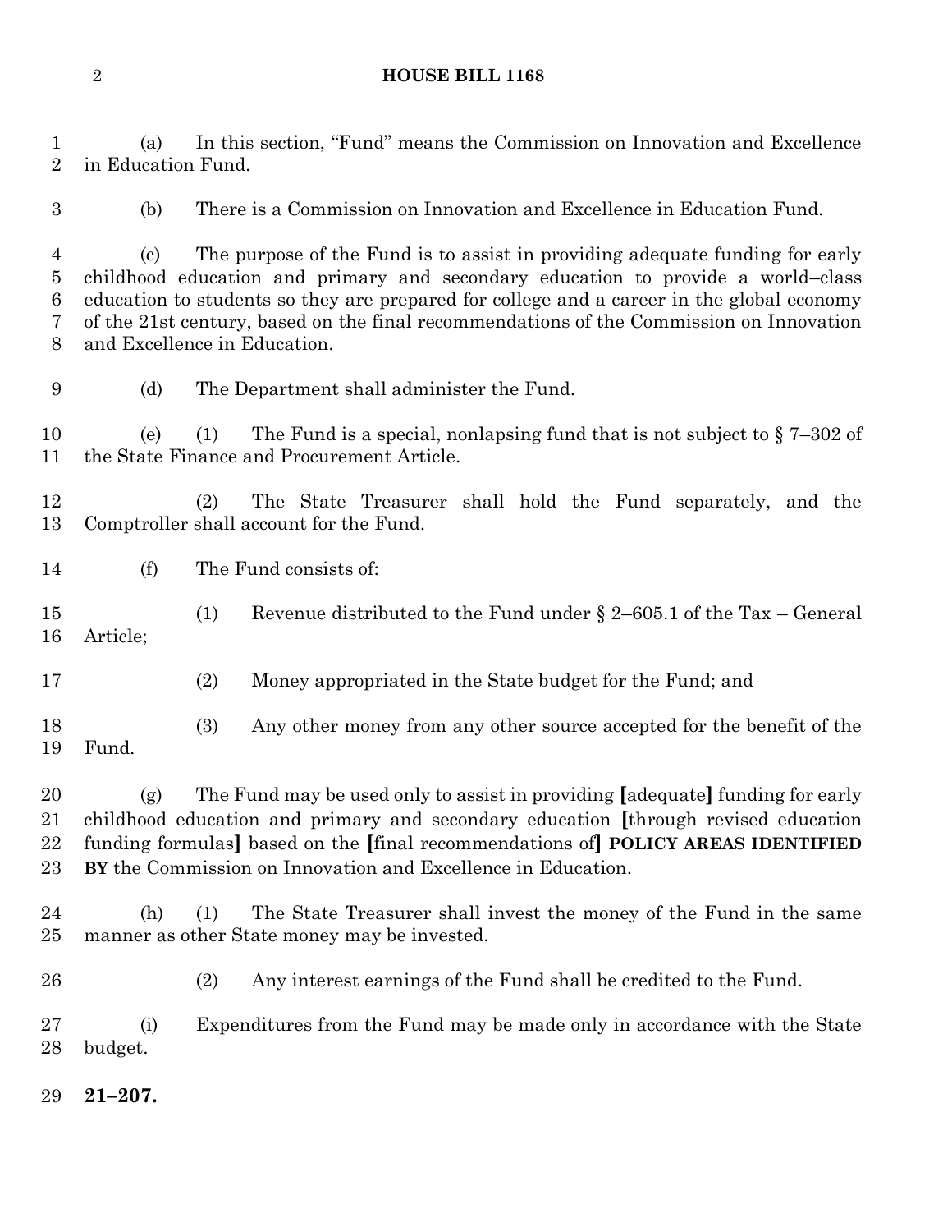(a) In this section, "Fund" means the Commission on Innovation and Excellence in Education Fund.

(b) There is a Commission on Innovation and Excellence in Education Fund.

(c) The purpose of the Fund is to assist in providing adequate funding for early childhood education and primary and secondary education to provide a world–class education to students so they are prepared for college and a career in the global economy of the 21st century, based on the final recommendations of the Commission on Innovation and Excellence in Education.

(d) The Department shall administer the Fund.

(e) (1) The Fund is a special, nonlapsing fund that is not subject to § 7–302 of the State Finance and Procurement Article.

(2) The State Treasurer shall hold the Fund separately, and the Comptroller shall account for the Fund.

(f) The Fund consists of:

(1) Revenue distributed to the Fund under § 2–605.1 of the Tax – General Article;

(2) Money appropriated in the State budget for the Fund; and

(3) Any other money from any other source accepted for the benefit of the Fund.

(g) The Fund may be used only to assist in providing **[**adequate**]** funding for early childhood education and primary and secondary education **[**through revised education funding formulas**]** based on the **[**final recommendations of**]** **POLICY AREAS IDENTIFIED BY** the Commission on Innovation and Excellence in Education.

(h) (1) The State Treasurer shall invest the money of the Fund in the same manner as other State money may be invested.

(2) Any interest earnings of the Fund shall be credited to the Fund.

(i) Expenditures from the Fund may be made only in accordance with the State budget.

**21–207.**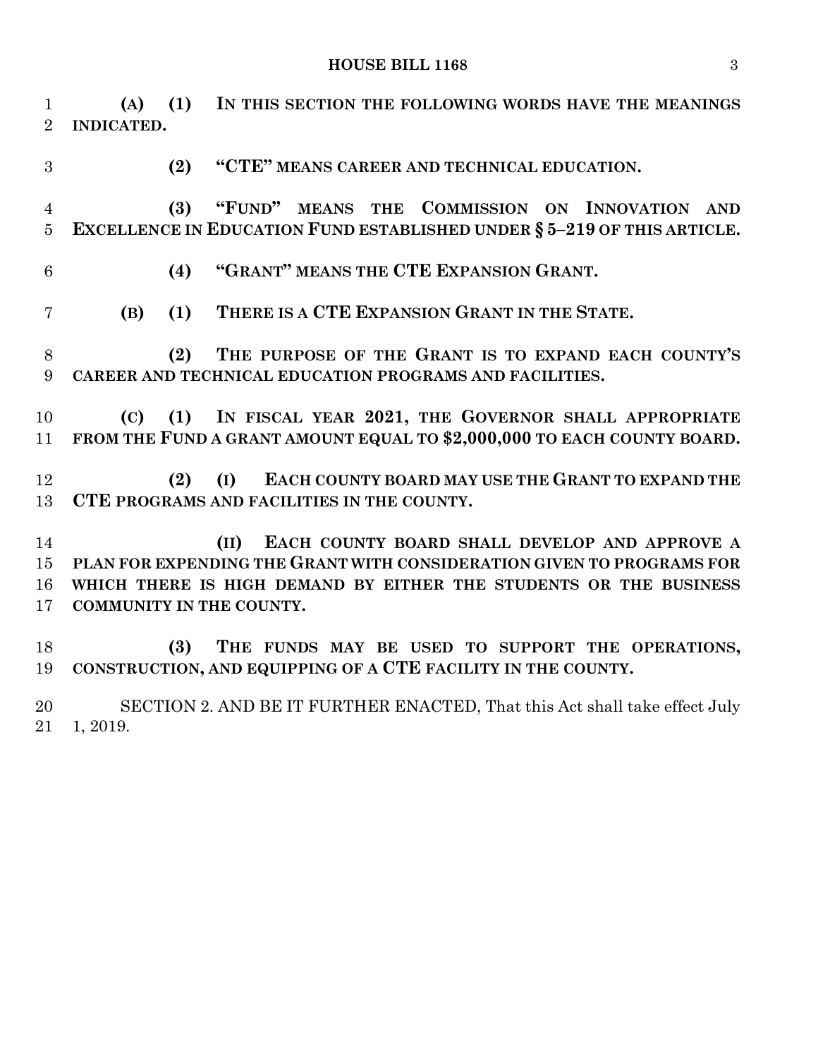**(A) (1) IN THIS SECTION THE FOLLOWING WORDS HAVE THE MEANINGS INDICATED.**

**(2) "CTE" MEANS CAREER AND TECHNICAL EDUCATION.**

**(3) "FUND" MEANS THE COMMISSION ON INNOVATION AND EXCELLENCE IN EDUCATION FUND ESTABLISHED UNDER § 5–219 OF THIS ARTICLE.**

**(4) "GRANT" MEANS THE CTE EXPANSION GRANT.**

**(B) (1) THERE IS A CTE EXPANSION GRANT IN THE STATE.**

**(2) THE PURPOSE OF THE GRANT IS TO EXPAND EACH COUNTY'S CAREER AND TECHNICAL EDUCATION PROGRAMS AND FACILITIES.**

**(C) (1) IN FISCAL YEAR 2021, THE GOVERNOR SHALL APPROPRIATE FROM THE FUND A GRANT AMOUNT EQUAL TO $2,000,000 TO EACH COUNTY BOARD.**

**(2) (I) EACH COUNTY BOARD MAY USE THE GRANT TO EXPAND THE CTE PROGRAMS AND FACILITIES IN THE COUNTY.**

**(II) EACH COUNTY BOARD SHALL DEVELOP AND APPROVE A PLAN FOR EXPENDING THE GRANT WITH CONSIDERATION GIVEN TO PROGRAMS FOR WHICH THERE IS HIGH DEMAND BY EITHER THE STUDENTS OR THE BUSINESS COMMUNITY IN THE COUNTY.**

**(3) THE FUNDS MAY BE USED TO SUPPORT THE OPERATIONS, CONSTRUCTION, AND EQUIPPING OF A CTE FACILITY IN THE COUNTY.**

SECTION 2. AND BE IT FURTHER ENACTED, That this Act shall take effect July 1, 2019.